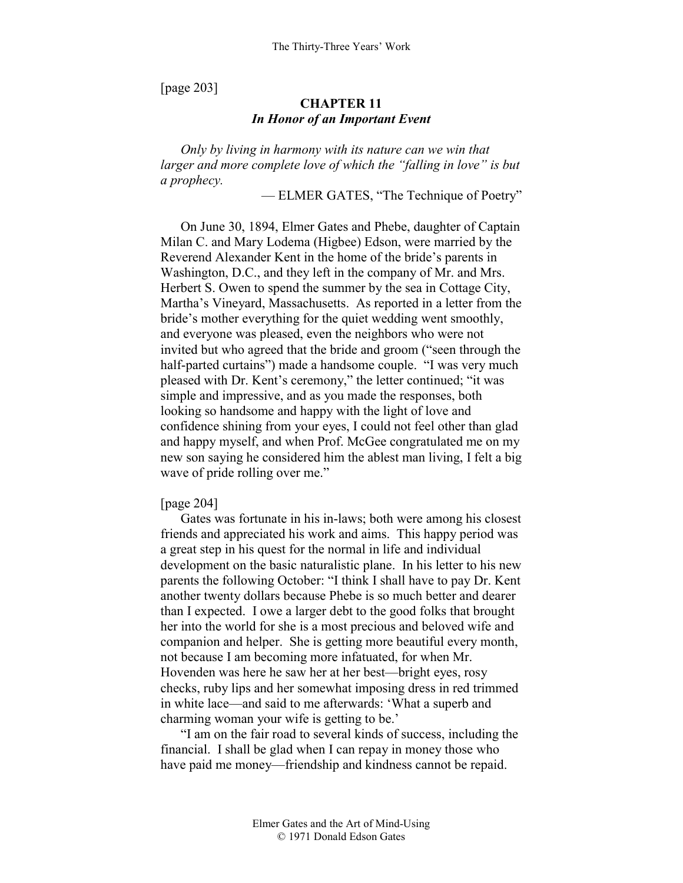[page 203]

## CHAPTER 11
### *In Honor of an Important Event*

*Only by living in harmony with its nature can we win that larger and more complete love of which the "falling in love" is but a prophecy.*

— ELMER GATES, "The Technique of Poetry"

On June 30, 1894, Elmer Gates and Phebe, daughter of Captain Milan C. and Mary Lodema (Higbee) Edson, were married by the Reverend Alexander Kent in the home of the bride's parents in Washington, D.C., and they left in the company of Mr. and Mrs. Herbert S. Owen to spend the summer by the sea in Cottage City, Martha's Vineyard, Massachusetts. As reported in a letter from the bride's mother everything for the quiet wedding went smoothly, and everyone was pleased, even the neighbors who were not invited but who agreed that the bride and groom ("seen through the half-parted curtains") made a handsome couple. "I was very much pleased with Dr. Kent's ceremony," the letter continued; "it was simple and impressive, and as you made the responses, both looking so handsome and happy with the light of love and confidence shining from your eyes, I could not feel other than glad and happy myself, and when Prof. McGee congratulated me on my new son saying he considered him the ablest man living, I felt a big wave of pride rolling over me."

[page 204]

Gates was fortunate in his in-laws; both were among his closest friends and appreciated his work and aims. This happy period was a great step in his quest for the normal in life and individual development on the basic naturalistic plane. In his letter to his new parents the following October: "I think I shall have to pay Dr. Kent another twenty dollars because Phebe is so much better and dearer than I expected. I owe a larger debt to the good folks that brought her into the world for she is a most precious and beloved wife and companion and helper. She is getting more beautiful every month, not because I am becoming more infatuated, for when Mr. Hovenden was here he saw her at her best—bright eyes, rosy checks, ruby lips and her somewhat imposing dress in red trimmed in white lace—and said to me afterwards: 'What a superb and charming woman your wife is getting to be.'

"I am on the fair road to several kinds of success, including the financial. I shall be glad when I can repay in money those who have paid me money—friendship and kindness cannot be repaid.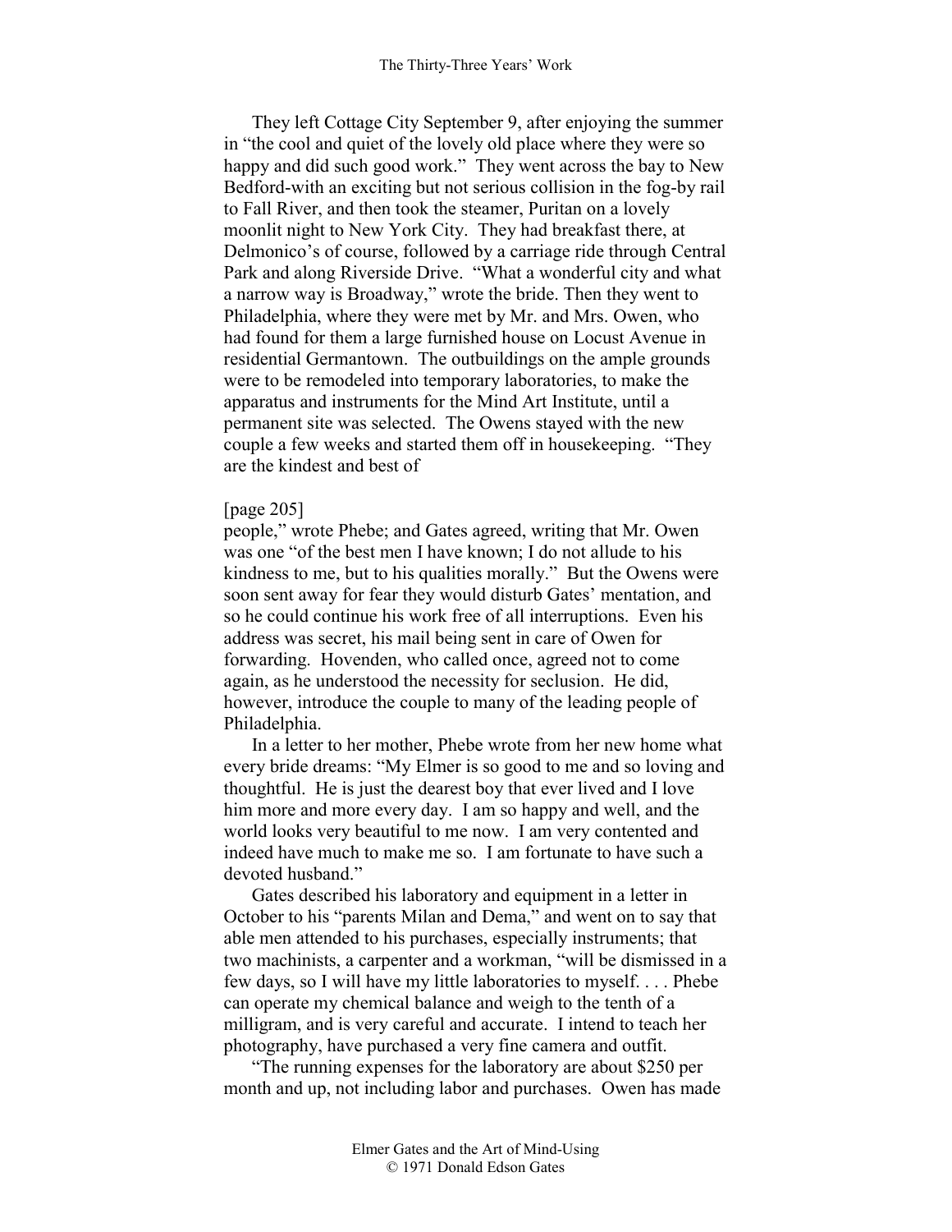They left Cottage City September 9, after enjoying the summer in "the cool and quiet of the lovely old place where they were so happy and did such good work." They went across the bay to New Bedford-with an exciting but not serious collision in the fog-by rail to Fall River, and then took the steamer, Puritan on a lovely moonlit night to New York City. They had breakfast there, at Delmonico's of course, followed by a carriage ride through Central Park and along Riverside Drive. "What a wonderful city and what a narrow way is Broadway," wrote the bride. Then they went to Philadelphia, where they were met by Mr. and Mrs. Owen, who had found for them a large furnished house on Locust Avenue in residential Germantown. The outbuildings on the ample grounds were to be remodeled into temporary laboratories, to make the apparatus and instruments for the Mind Art Institute, until a permanent site was selected. The Owens stayed with the new couple a few weeks and started them off in housekeeping. "They are the kindest and best of

[page 205]
people," wrote Phebe; and Gates agreed, writing that Mr. Owen was one "of the best men I have known; I do not allude to his kindness to me, but to his qualities morally." But the Owens were soon sent away for fear they would disturb Gates' mentation, and so he could continue his work free of all interruptions. Even his address was secret, his mail being sent in care of Owen for forwarding. Hovenden, who called once, agreed not to come again, as he understood the necessity for seclusion. He did, however, introduce the couple to many of the leading people of Philadelphia.

In a letter to her mother, Phebe wrote from her new home what every bride dreams: "My Elmer is so good to me and so loving and thoughtful. He is just the dearest boy that ever lived and I love him more and more every day. I am so happy and well, and the world looks very beautiful to me now. I am very contented and indeed have much to make me so. I am fortunate to have such a devoted husband."

Gates described his laboratory and equipment in a letter in October to his "parents Milan and Dema," and went on to say that able men attended to his purchases, especially instruments; that two machinists, a carpenter and a workman, "will be dismissed in a few days, so I will have my little laboratories to myself. . . . Phebe can operate my chemical balance and weigh to the tenth of a milligram, and is very careful and accurate. I intend to teach her photography, have purchased a very fine camera and outfit.

"The running expenses for the laboratory are about $250 per month and up, not including labor and purchases. Owen has made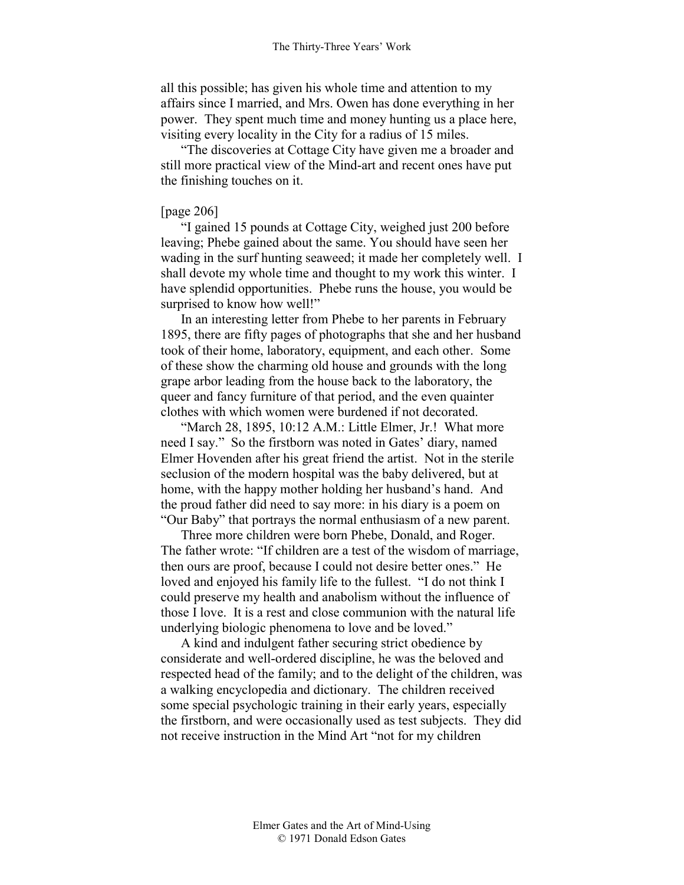all this possible; has given his whole time and attention to my affairs since I married, and Mrs. Owen has done everything in her power. They spent much time and money hunting us a place here, visiting every locality in the City for a radius of 15 miles.

"The discoveries at Cottage City have given me a broader and still more practical view of the Mind-art and recent ones have put the finishing touches on it.

[page 206]

"I gained 15 pounds at Cottage City, weighed just 200 before leaving; Phebe gained about the same. You should have seen her wading in the surf hunting seaweed; it made her completely well. I shall devote my whole time and thought to my work this winter. I have splendid opportunities. Phebe runs the house, you would be surprised to know how well!"

In an interesting letter from Phebe to her parents in February 1895, there are fifty pages of photographs that she and her husband took of their home, laboratory, equipment, and each other. Some of these show the charming old house and grounds with the long grape arbor leading from the house back to the laboratory, the queer and fancy furniture of that period, and the even quainter clothes with which women were burdened if not decorated.

"March 28, 1895, 10:12 A.M.: Little Elmer, Jr.! What more need I say." So the firstborn was noted in Gates' diary, named Elmer Hovenden after his great friend the artist. Not in the sterile seclusion of the modern hospital was the baby delivered, but at home, with the happy mother holding her husband's hand. And the proud father did need to say more: in his diary is a poem on "Our Baby" that portrays the normal enthusiasm of a new parent.

Three more children were born Phebe, Donald, and Roger. The father wrote: "If children are a test of the wisdom of marriage, then ours are proof, because I could not desire better ones." He loved and enjoyed his family life to the fullest. "I do not think I could preserve my health and anabolism without the influence of those I love. It is a rest and close communion with the natural life underlying biologic phenomena to love and be loved."

A kind and indulgent father securing strict obedience by considerate and well-ordered discipline, he was the beloved and respected head of the family; and to the delight of the children, was a walking encyclopedia and dictionary. The children received some special psychologic training in their early years, especially the firstborn, and were occasionally used as test subjects. They did not receive instruction in the Mind Art "not for my children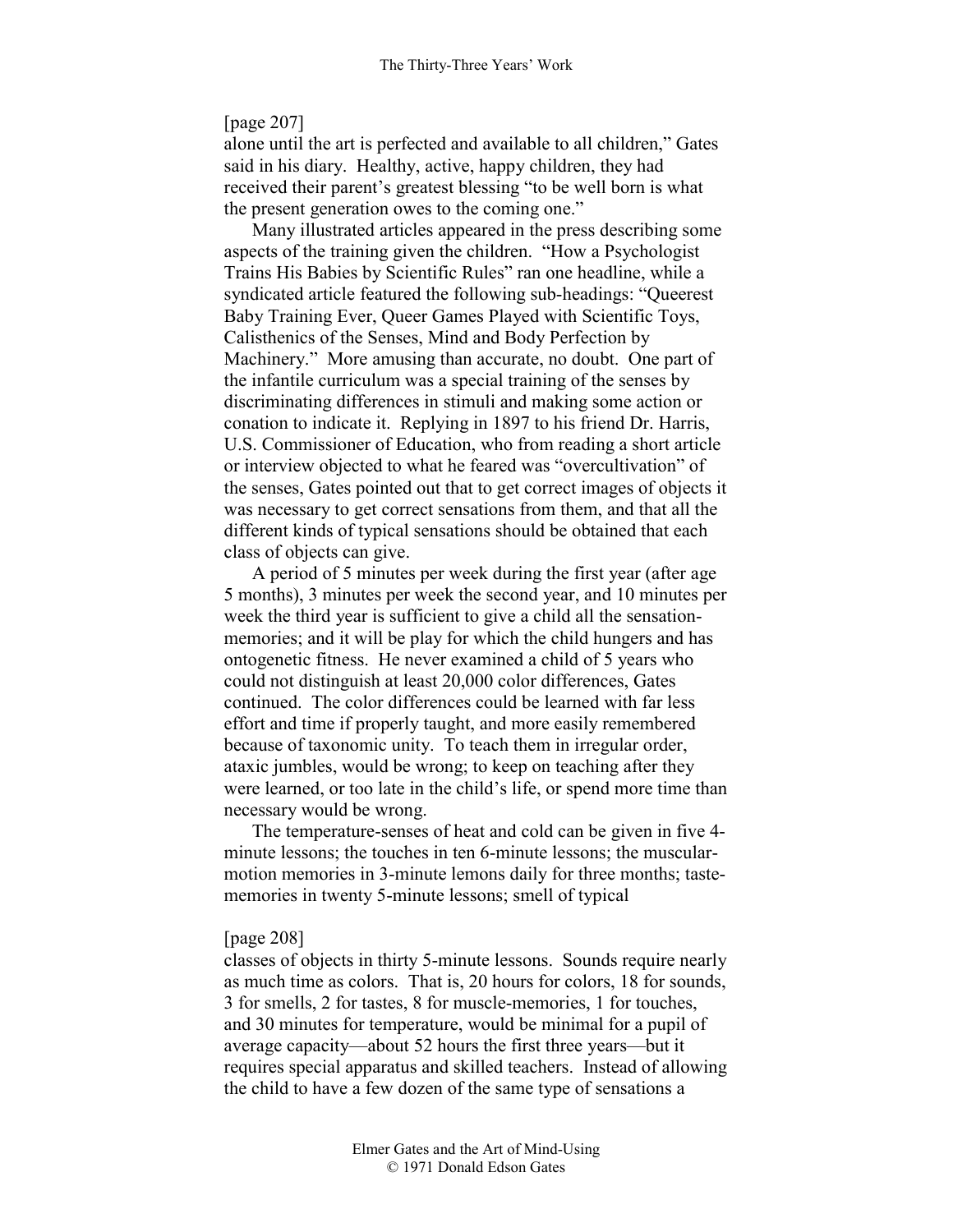[page 207]
alone until the art is perfected and available to all children," Gates said in his diary. Healthy, active, happy children, they had received their parent's greatest blessing "to be well born is what the present generation owes to the coming one."

Many illustrated articles appeared in the press describing some aspects of the training given the children. "How a Psychologist Trains His Babies by Scientific Rules" ran one headline, while a syndicated article featured the following sub-headings: "Queerest Baby Training Ever, Queer Games Played with Scientific Toys, Calisthenics of the Senses, Mind and Body Perfection by Machinery." More amusing than accurate, no doubt. One part of the infantile curriculum was a special training of the senses by discriminating differences in stimuli and making some action or conation to indicate it. Replying in 1897 to his friend Dr. Harris, U.S. Commissioner of Education, who from reading a short article or interview objected to what he feared was "overcultivation" of the senses, Gates pointed out that to get correct images of objects it was necessary to get correct sensations from them, and that all the different kinds of typical sensations should be obtained that each class of objects can give.

A period of 5 minutes per week during the first year (after age 5 months), 3 minutes per week the second year, and 10 minutes per week the third year is sufficient to give a child all the sensation-memories; and it will be play for which the child hungers and has ontogenetic fitness. He never examined a child of 5 years who could not distinguish at least 20,000 color differences, Gates continued. The color differences could be learned with far less effort and time if properly taught, and more easily remembered because of taxonomic unity. To teach them in irregular order, ataxic jumbles, would be wrong; to keep on teaching after they were learned, or too late in the child's life, or spend more time than necessary would be wrong.

The temperature-senses of heat and cold can be given in five 4-minute lessons; the touches in ten 6-minute lessons; the muscular-motion memories in 3-minute lemons daily for three months; taste-memories in twenty 5-minute lessons; smell of typical

[page 208]
classes of objects in thirty 5-minute lessons. Sounds require nearly as much time as colors. That is, 20 hours for colors, 18 for sounds, 3 for smells, 2 for tastes, 8 for muscle-memories, 1 for touches, and 30 minutes for temperature, would be minimal for a pupil of average capacity—about 52 hours the first three years—but it requires special apparatus and skilled teachers. Instead of allowing the child to have a few dozen of the same type of sensations a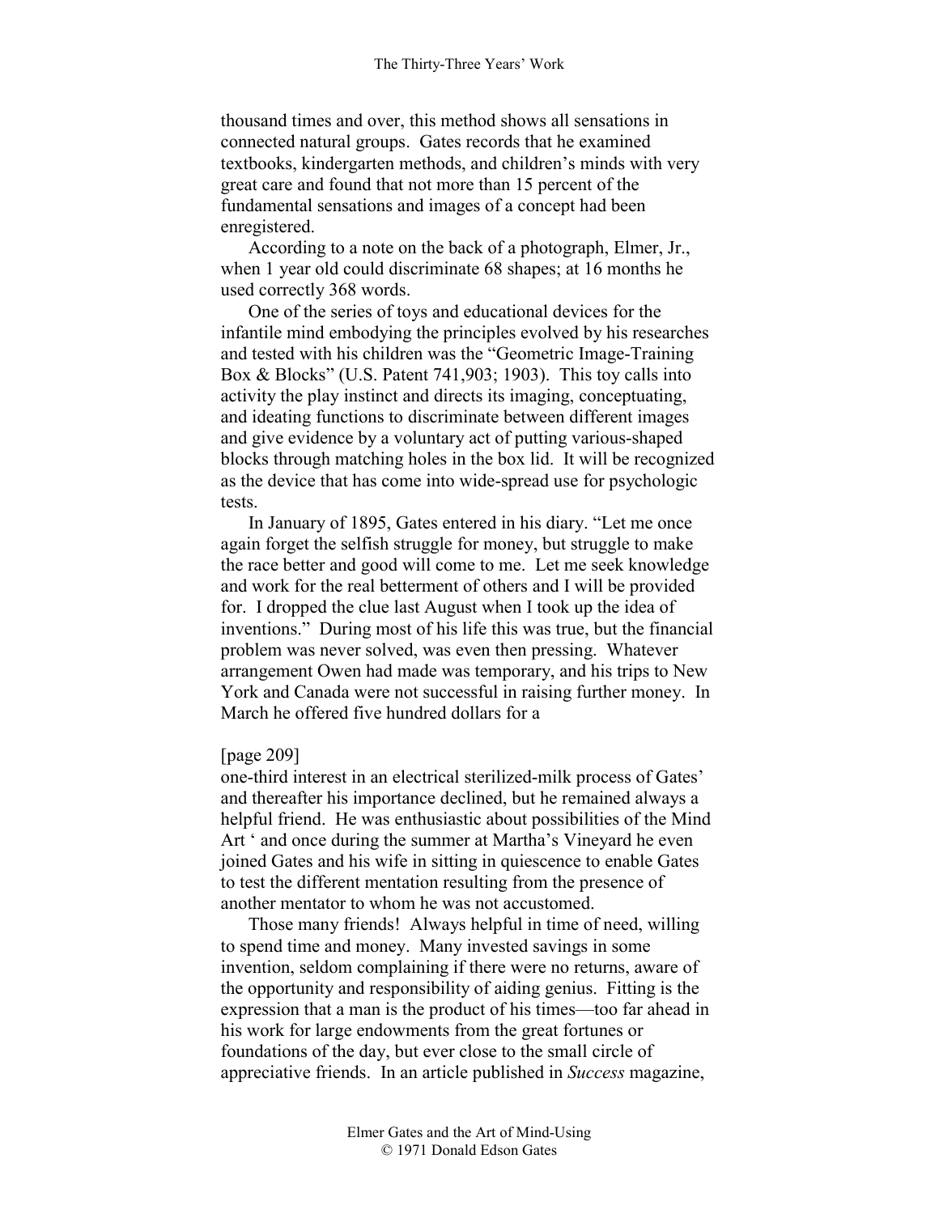thousand times and over, this method shows all sensations in connected natural groups. Gates records that he examined textbooks, kindergarten methods, and children's minds with very great care and found that not more than 15 percent of the fundamental sensations and images of a concept had been enregistered.

According to a note on the back of a photograph, Elmer, Jr., when 1 year old could discriminate 68 shapes; at 16 months he used correctly 368 words.

One of the series of toys and educational devices for the infantile mind embodying the principles evolved by his researches and tested with his children was the "Geometric Image-Training Box & Blocks" (U.S. Patent 741,903; 1903). This toy calls into activity the play instinct and directs its imaging, conceptuating, and ideating functions to discriminate between different images and give evidence by a voluntary act of putting various-shaped blocks through matching holes in the box lid. It will be recognized as the device that has come into wide-spread use for psychologic tests.

In January of 1895, Gates entered in his diary. "Let me once again forget the selfish struggle for money, but struggle to make the race better and good will come to me. Let me seek knowledge and work for the real betterment of others and I will be provided for. I dropped the clue last August when I took up the idea of inventions." During most of his life this was true, but the financial problem was never solved, was even then pressing. Whatever arrangement Owen had made was temporary, and his trips to New York and Canada were not successful in raising further money. In March he offered five hundred dollars for a

[page 209]

one-third interest in an electrical sterilized-milk process of Gates' and thereafter his importance declined, but he remained always a helpful friend. He was enthusiastic about possibilities of the Mind Art ' and once during the summer at Martha's Vineyard he even joined Gates and his wife in sitting in quiescence to enable Gates to test the different mentation resulting from the presence of another mentator to whom he was not accustomed.

Those many friends! Always helpful in time of need, willing to spend time and money. Many invested savings in some invention, seldom complaining if there were no returns, aware of the opportunity and responsibility of aiding genius. Fitting is the expression that a man is the product of his times—too far ahead in his work for large endowments from the great fortunes or foundations of the day, but ever close to the small circle of appreciative friends. In an article published in *Success* magazine,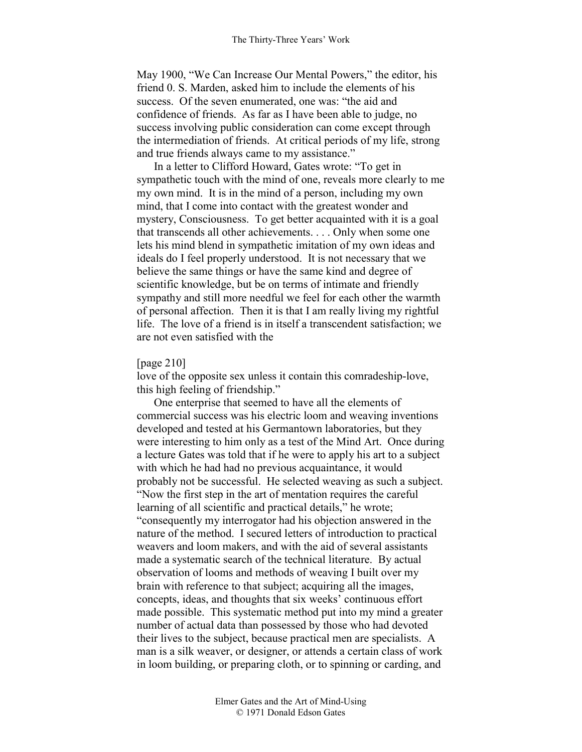May 1900, "We Can Increase Our Mental Powers," the editor, his friend 0. S. Marden, asked him to include the elements of his success. Of the seven enumerated, one was: "the aid and confidence of friends. As far as I have been able to judge, no success involving public consideration can come except through the intermediation of friends. At critical periods of my life, strong and true friends always came to my assistance."

In a letter to Clifford Howard, Gates wrote: "To get in sympathetic touch with the mind of one, reveals more clearly to me my own mind. It is in the mind of a person, including my own mind, that I come into contact with the greatest wonder and mystery, Consciousness. To get better acquainted with it is a goal that transcends all other achievements. . . . Only when some one lets his mind blend in sympathetic imitation of my own ideas and ideals do I feel properly understood. It is not necessary that we believe the same things or have the same kind and degree of scientific knowledge, but be on terms of intimate and friendly sympathy and still more needful we feel for each other the warmth of personal affection. Then it is that I am really living my rightful life. The love of a friend is in itself a transcendent satisfaction; we are not even satisfied with the

[page 210]
love of the opposite sex unless it contain this comradeship-love, this high feeling of friendship."

One enterprise that seemed to have all the elements of commercial success was his electric loom and weaving inventions developed and tested at his Germantown laboratories, but they were interesting to him only as a test of the Mind Art. Once during a lecture Gates was told that if he were to apply his art to a subject with which he had had no previous acquaintance, it would probably not be successful. He selected weaving as such a subject. "Now the first step in the art of mentation requires the careful learning of all scientific and practical details," he wrote; "consequently my interrogator had his objection answered in the nature of the method. I secured letters of introduction to practical weavers and loom makers, and with the aid of several assistants made a systematic search of the technical literature. By actual observation of looms and methods of weaving I built over my brain with reference to that subject; acquiring all the images, concepts, ideas, and thoughts that six weeks' continuous effort made possible. This systematic method put into my mind a greater number of actual data than possessed by those who had devoted their lives to the subject, because practical men are specialists. A man is a silk weaver, or designer, or attends a certain class of work in loom building, or preparing cloth, or to spinning or carding, and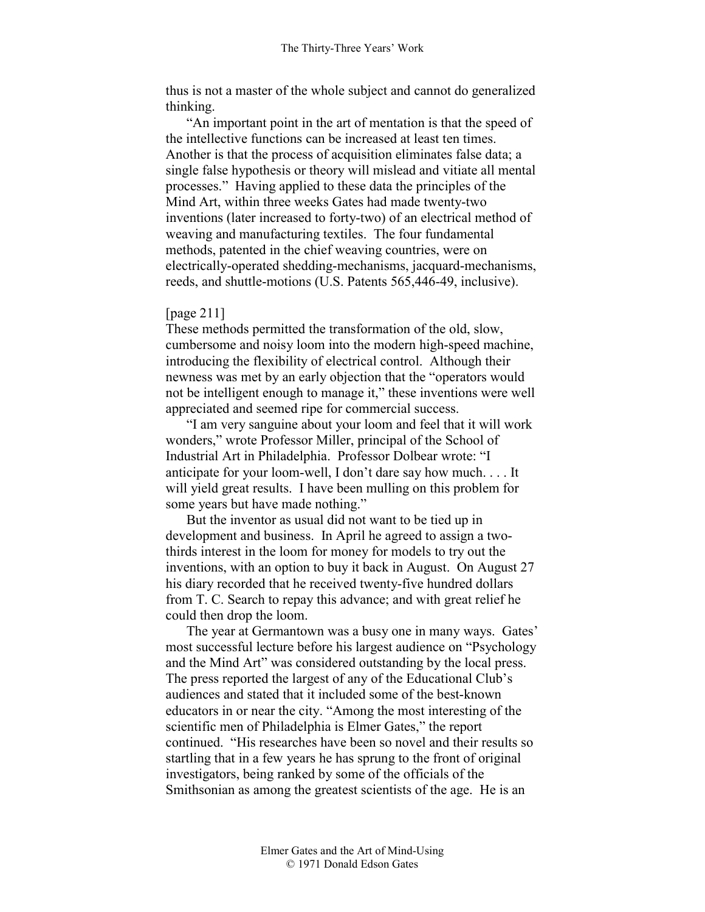thus is not a master of the whole subject and cannot do generalized thinking.

"An important point in the art of mentation is that the speed of the intellective functions can be increased at least ten times. Another is that the process of acquisition eliminates false data; a single false hypothesis or theory will mislead and vitiate all mental processes." Having applied to these data the principles of the Mind Art, within three weeks Gates had made twenty-two inventions (later increased to forty-two) of an electrical method of weaving and manufacturing textiles. The four fundamental methods, patented in the chief weaving countries, were on electrically-operated shedding-mechanisms, jacquard-mechanisms, reeds, and shuttle-motions (U.S. Patents 565,446-49, inclusive).

[page 211]

These methods permitted the transformation of the old, slow, cumbersome and noisy loom into the modern high-speed machine, introducing the flexibility of electrical control. Although their newness was met by an early objection that the "operators would not be intelligent enough to manage it," these inventions were well appreciated and seemed ripe for commercial success.

"I am very sanguine about your loom and feel that it will work wonders," wrote Professor Miller, principal of the School of Industrial Art in Philadelphia. Professor Dolbear wrote: "I anticipate for your loom-well, I don't dare say how much. . . . It will yield great results. I have been mulling on this problem for some years but have made nothing."

But the inventor as usual did not want to be tied up in development and business. In April he agreed to assign a two-thirds interest in the loom for money for models to try out the inventions, with an option to buy it back in August. On August 27 his diary recorded that he received twenty-five hundred dollars from T. C. Search to repay this advance; and with great relief he could then drop the loom.

The year at Germantown was a busy one in many ways. Gates' most successful lecture before his largest audience on "Psychology and the Mind Art" was considered outstanding by the local press. The press reported the largest of any of the Educational Club's audiences and stated that it included some of the best-known educators in or near the city. "Among the most interesting of the scientific men of Philadelphia is Elmer Gates," the report continued. "His researches have been so novel and their results so startling that in a few years he has sprung to the front of original investigators, being ranked by some of the officials of the Smithsonian as among the greatest scientists of the age. He is an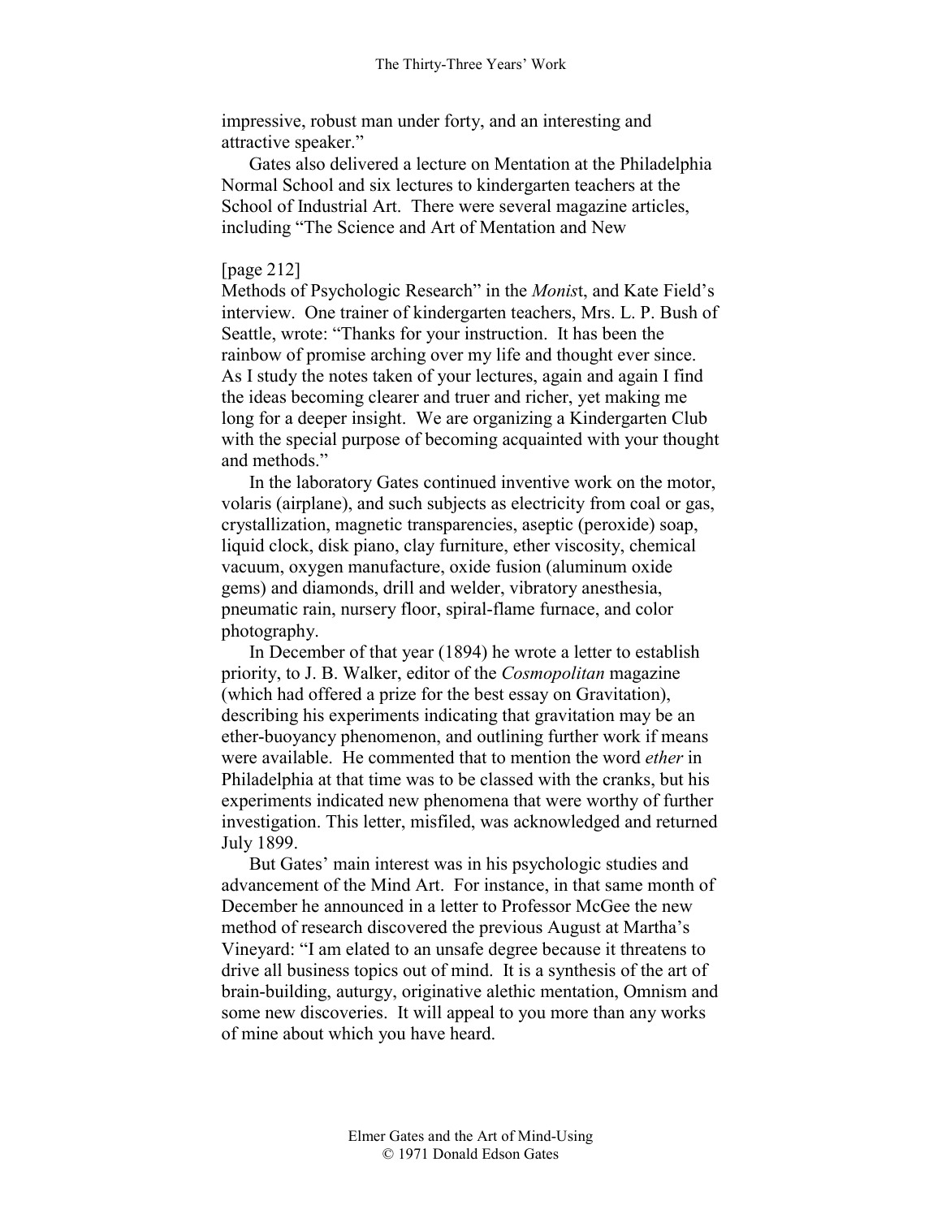impressive, robust man under forty, and an interesting and attractive speaker."

Gates also delivered a lecture on Mentation at the Philadelphia Normal School and six lectures to kindergarten teachers at the School of Industrial Art. There were several magazine articles, including "The Science and Art of Mentation and New

[page 212]

Methods of Psychologic Research" in the *Monis*t, and Kate Field's interview. One trainer of kindergarten teachers, Mrs. L. P. Bush of Seattle, wrote: "Thanks for your instruction. It has been the rainbow of promise arching over my life and thought ever since. As I study the notes taken of your lectures, again and again I find the ideas becoming clearer and truer and richer, yet making me long for a deeper insight. We are organizing a Kindergarten Club with the special purpose of becoming acquainted with your thought and methods."

In the laboratory Gates continued inventive work on the motor, volaris (airplane), and such subjects as electricity from coal or gas, crystallization, magnetic transparencies, aseptic (peroxide) soap, liquid clock, disk piano, clay furniture, ether viscosity, chemical vacuum, oxygen manufacture, oxide fusion (aluminum oxide gems) and diamonds, drill and welder, vibratory anesthesia, pneumatic rain, nursery floor, spiral-flame furnace, and color photography.

In December of that year (1894) he wrote a letter to establish priority, to J. B. Walker, editor of the *Cosmopolitan* magazine (which had offered a prize for the best essay on Gravitation), describing his experiments indicating that gravitation may be an ether-buoyancy phenomenon, and outlining further work if means were available. He commented that to mention the word *ether* in Philadelphia at that time was to be classed with the cranks, but his experiments indicated new phenomena that were worthy of further investigation. This letter, misfiled, was acknowledged and returned July 1899.

But Gates' main interest was in his psychologic studies and advancement of the Mind Art. For instance, in that same month of December he announced in a letter to Professor McGee the new method of research discovered the previous August at Martha's Vineyard: "I am elated to an unsafe degree because it threatens to drive all business topics out of mind. It is a synthesis of the art of brain-building, auturgy, originative alethic mentation, Omnism and some new discoveries. It will appeal to you more than any works of mine about which you have heard.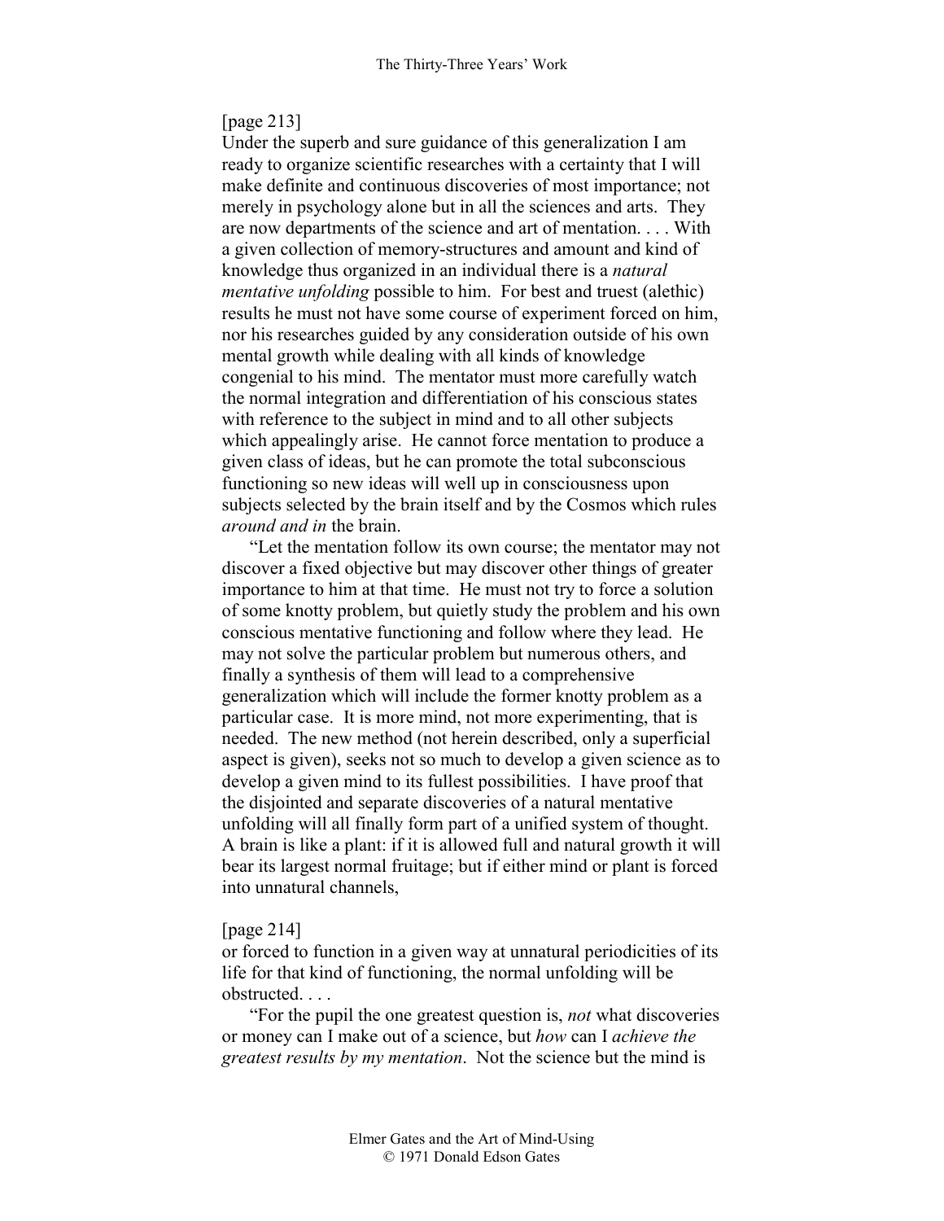[page 213]

Under the superb and sure guidance of this generalization I am ready to organize scientific researches with a certainty that I will make definite and continuous discoveries of most importance; not merely in psychology alone but in all the sciences and arts. They are now departments of the science and art of mentation. . . . With a given collection of memory-structures and amount and kind of knowledge thus organized in an individual there is a *natural mentative unfolding* possible to him. For best and truest (alethic) results he must not have some course of experiment forced on him, nor his researches guided by any consideration outside of his own mental growth while dealing with all kinds of knowledge congenial to his mind. The mentator must more carefully watch the normal integration and differentiation of his conscious states with reference to the subject in mind and to all other subjects which appealingly arise. He cannot force mentation to produce a given class of ideas, but he can promote the total subconscious functioning so new ideas will well up in consciousness upon subjects selected by the brain itself and by the Cosmos which rules *around and in* the brain.

"Let the mentation follow its own course; the mentator may not discover a fixed objective but may discover other things of greater importance to him at that time. He must not try to force a solution of some knotty problem, but quietly study the problem and his own conscious mentative functioning and follow where they lead. He may not solve the particular problem but numerous others, and finally a synthesis of them will lead to a comprehensive generalization which will include the former knotty problem as a particular case. It is more mind, not more experimenting, that is needed. The new method (not herein described, only a superficial aspect is given), seeks not so much to develop a given science as to develop a given mind to its fullest possibilities. I have proof that the disjointed and separate discoveries of a natural mentative unfolding will all finally form part of a unified system of thought. A brain is like a plant: if it is allowed full and natural growth it will bear its largest normal fruitage; but if either mind or plant is forced into unnatural channels,

[page 214]

or forced to function in a given way at unnatural periodicities of its life for that kind of functioning, the normal unfolding will be obstructed. . . .

"For the pupil the one greatest question is, *not* what discoveries or money can I make out of a science, but *how* can I *achieve the greatest results by my mentation*. Not the science but the mind is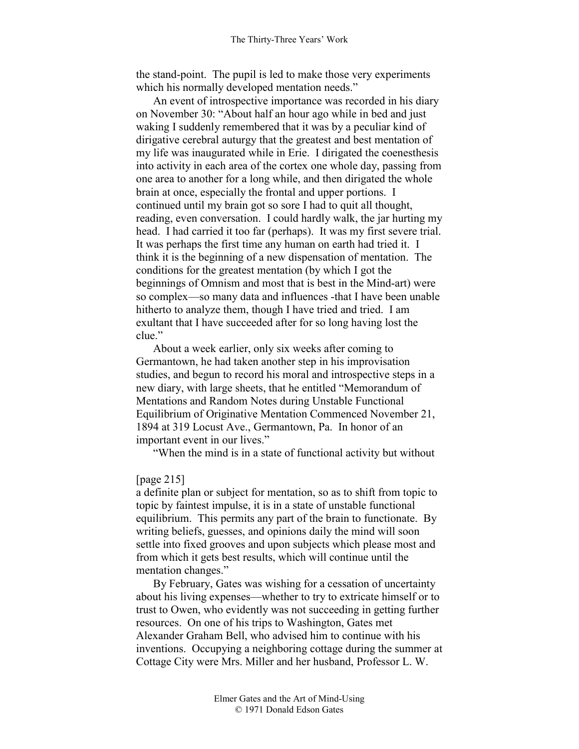the stand-point. The pupil is led to make those very experiments which his normally developed mentation needs."

An event of introspective importance was recorded in his diary on November 30: "About half an hour ago while in bed and just waking I suddenly remembered that it was by a peculiar kind of dirigative cerebral auturgy that the greatest and best mentation of my life was inaugurated while in Erie. I dirigated the coenesthesis into activity in each area of the cortex one whole day, passing from one area to another for a long while, and then dirigated the whole brain at once, especially the frontal and upper portions. I continued until my brain got so sore I had to quit all thought, reading, even conversation. I could hardly walk, the jar hurting my head. I had carried it too far (perhaps). It was my first severe trial. It was perhaps the first time any human on earth had tried it. I think it is the beginning of a new dispensation of mentation. The conditions for the greatest mentation (by which I got the beginnings of Omnism and most that is best in the Mind-art) were so complex—so many data and influences -that I have been unable hitherto to analyze them, though I have tried and tried. I am exultant that I have succeeded after for so long having lost the clue."

About a week earlier, only six weeks after coming to Germantown, he had taken another step in his improvisation studies, and begun to record his moral and introspective steps in a new diary, with large sheets, that he entitled "Memorandum of Mentations and Random Notes during Unstable Functional Equilibrium of Originative Mentation Commenced November 21, 1894 at 319 Locust Ave., Germantown, Pa. In honor of an important event in our lives."

"When the mind is in a state of functional activity but without

[page 215]

a definite plan or subject for mentation, so as to shift from topic to topic by faintest impulse, it is in a state of unstable functional equilibrium. This permits any part of the brain to functionate. By writing beliefs, guesses, and opinions daily the mind will soon settle into fixed grooves and upon subjects which please most and from which it gets best results, which will continue until the mentation changes."

By February, Gates was wishing for a cessation of uncertainty about his living expenses—whether to try to extricate himself or to trust to Owen, who evidently was not succeeding in getting further resources. On one of his trips to Washington, Gates met Alexander Graham Bell, who advised him to continue with his inventions. Occupying a neighboring cottage during the summer at Cottage City were Mrs. Miller and her husband, Professor L. W.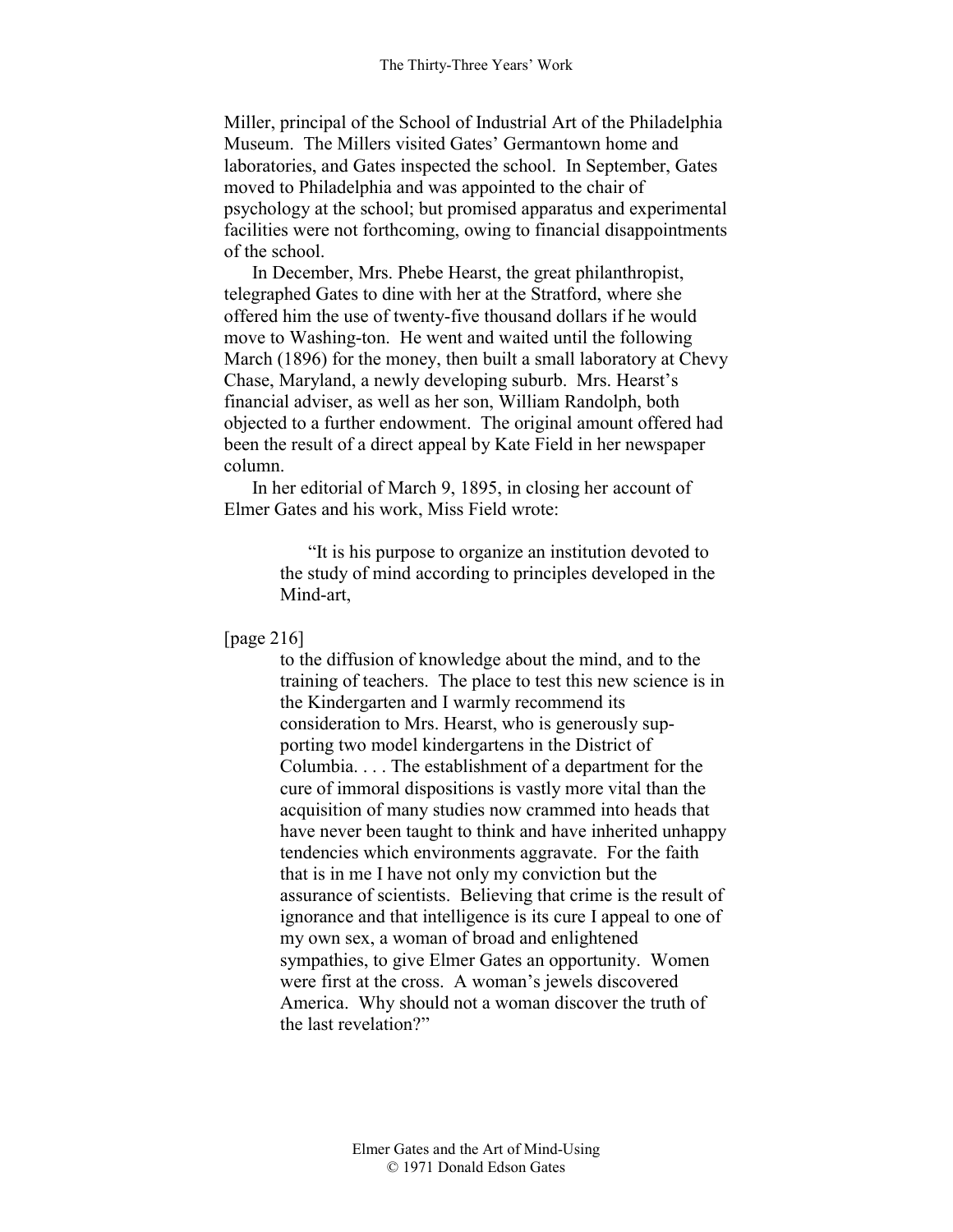Miller, principal of the School of Industrial Art of the Philadelphia Museum. The Millers visited Gates' Germantown home and laboratories, and Gates inspected the school. In September, Gates moved to Philadelphia and was appointed to the chair of psychology at the school; but promised apparatus and experimental facilities were not forthcoming, owing to financial disappointments of the school.

In December, Mrs. Phebe Hearst, the great philanthropist, telegraphed Gates to dine with her at the Stratford, where she offered him the use of twenty-five thousand dollars if he would move to Washing-ton. He went and waited until the following March (1896) for the money, then built a small laboratory at Chevy Chase, Maryland, a newly developing suburb. Mrs. Hearst's financial adviser, as well as her son, William Randolph, both objected to a further endowment. The original amount offered had been the result of a direct appeal by Kate Field in her newspaper column.

In her editorial of March 9, 1895, in closing her account of Elmer Gates and his work, Miss Field wrote:

> "It is his purpose to organize an institution devoted to the study of mind according to principles developed in the Mind-art,

[page 216]

> to the diffusion of knowledge about the mind, and to the training of teachers. The place to test this new science is in the Kindergarten and I warmly recommend its consideration to Mrs. Hearst, who is generously sup-porting two model kindergartens in the District of Columbia. . . . The establishment of a department for the cure of immoral dispositions is vastly more vital than the acquisition of many studies now crammed into heads that have never been taught to think and have inherited unhappy tendencies which environments aggravate. For the faith that is in me I have not only my conviction but the assurance of scientists. Believing that crime is the result of ignorance and that intelligence is its cure I appeal to one of my own sex, a woman of broad and enlightened sympathies, to give Elmer Gates an opportunity. Women were first at the cross. A woman's jewels discovered America. Why should not a woman discover the truth of the last revelation?"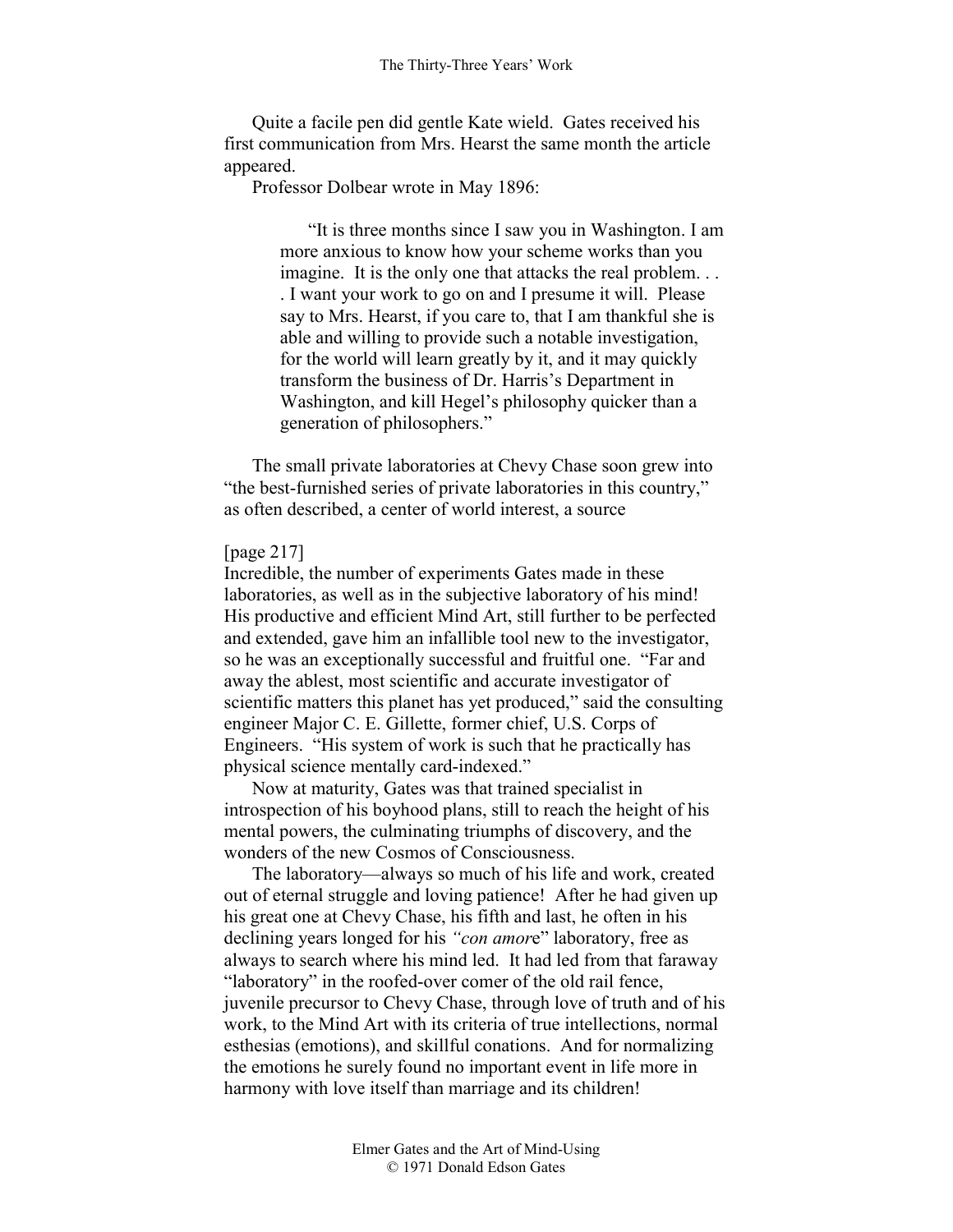Quite a facile pen did gentle Kate wield. Gates received his first communication from Mrs. Hearst the same month the article appeared.

Professor Dolbear wrote in May 1896:

> "It is three months since I saw you in Washington. I am more anxious to know how your scheme works than you imagine. It is the only one that attacks the real problem. . . . I want your work to go on and I presume it will. Please say to Mrs. Hearst, if you care to, that I am thankful she is able and willing to provide such a notable investigation, for the world will learn greatly by it, and it may quickly transform the business of Dr. Harris's Department in Washington, and kill Hegel's philosophy quicker than a generation of philosophers."

The small private laboratories at Chevy Chase soon grew into "the best-furnished series of private laboratories in this country," as often described, a center of world interest, a source

[page 217]

Incredible, the number of experiments Gates made in these laboratories, as well as in the subjective laboratory of his mind! His productive and efficient Mind Art, still further to be perfected and extended, gave him an infallible tool new to the investigator, so he was an exceptionally successful and fruitful one. "Far and away the ablest, most scientific and accurate investigator of scientific matters this planet has yet produced," said the consulting engineer Major C. E. Gillette, former chief, U.S. Corps of Engineers. "His system of work is such that he practically has physical science mentally card-indexed."

Now at maturity, Gates was that trained specialist in introspection of his boyhood plans, still to reach the height of his mental powers, the culminating triumphs of discovery, and the wonders of the new Cosmos of Consciousness.

The laboratory—always so much of his life and work, created out of eternal struggle and loving patience! After he had given up his great one at Chevy Chase, his fifth and last, he often in his declining years longed for his *"con amore"* laboratory, free as always to search where his mind led. It had led from that faraway "laboratory" in the roofed-over comer of the old rail fence, juvenile precursor to Chevy Chase, through love of truth and of his work, to the Mind Art with its criteria of true intellections, normal esthesias (emotions), and skillful conations. And for normalizing the emotions he surely found no important event in life more in harmony with love itself than marriage and its children!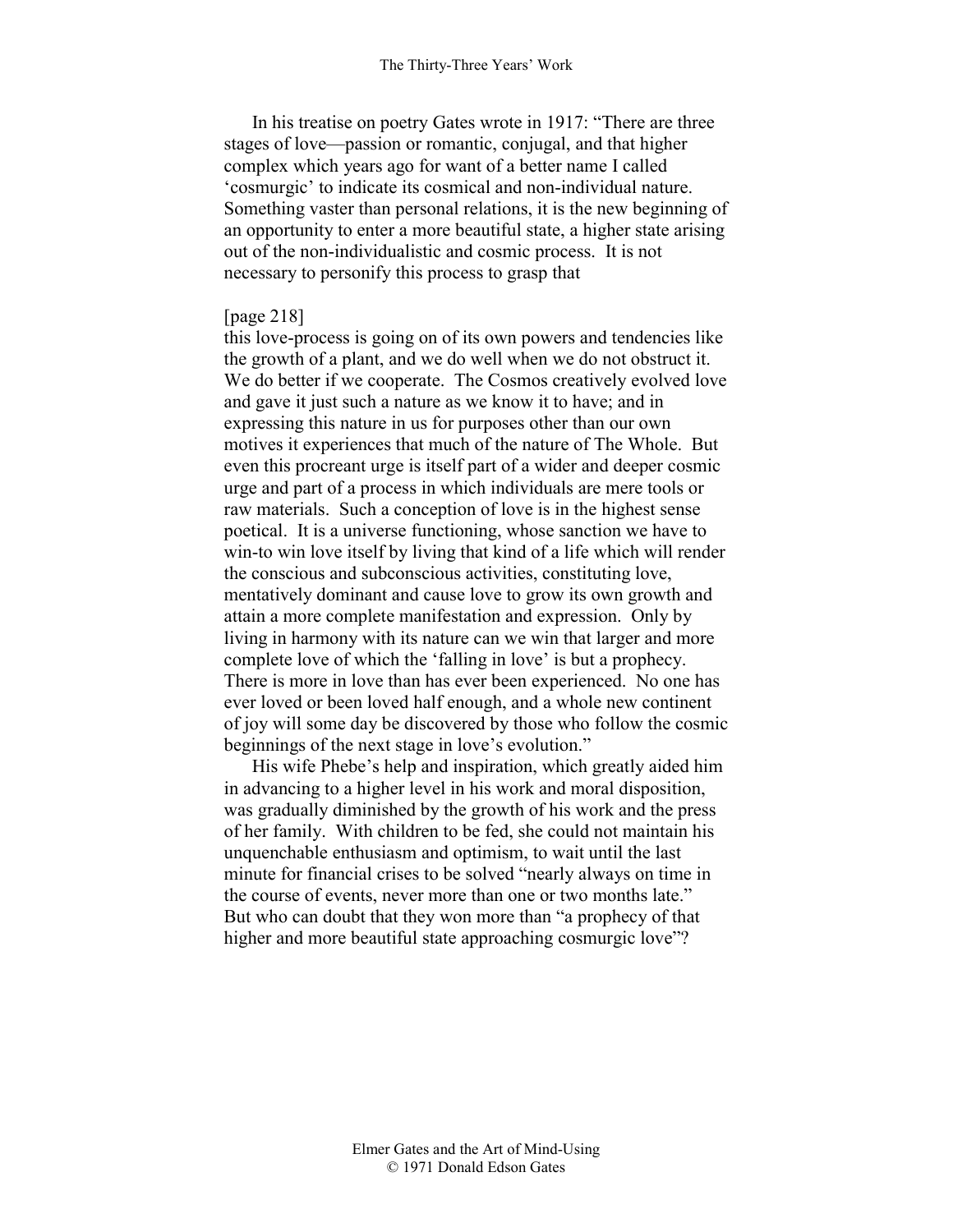In his treatise on poetry Gates wrote in 1917: "There are three stages of love—passion or romantic, conjugal, and that higher complex which years ago for want of a better name I called 'cosmurgic' to indicate its cosmical and non-individual nature. Something vaster than personal relations, it is the new beginning of an opportunity to enter a more beautiful state, a higher state arising out of the non-individualistic and cosmic process. It is not necessary to personify this process to grasp that

[page 218]
this love-process is going on of its own powers and tendencies like the growth of a plant, and we do well when we do not obstruct it. We do better if we cooperate. The Cosmos creatively evolved love and gave it just such a nature as we know it to have; and in expressing this nature in us for purposes other than our own motives it experiences that much of the nature of The Whole. But even this procreant urge is itself part of a wider and deeper cosmic urge and part of a process in which individuals are mere tools or raw materials. Such a conception of love is in the highest sense poetical. It is a universe functioning, whose sanction we have to win-to win love itself by living that kind of a life which will render the conscious and subconscious activities, constituting love, mentatively dominant and cause love to grow its own growth and attain a more complete manifestation and expression. Only by living in harmony with its nature can we win that larger and more complete love of which the 'falling in love' is but a prophecy. There is more in love than has ever been experienced. No one has ever loved or been loved half enough, and a whole new continent of joy will some day be discovered by those who follow the cosmic beginnings of the next stage in love's evolution."

His wife Phebe's help and inspiration, which greatly aided him in advancing to a higher level in his work and moral disposition, was gradually diminished by the growth of his work and the press of her family. With children to be fed, she could not maintain his unquenchable enthusiasm and optimism, to wait until the last minute for financial crises to be solved "nearly always on time in the course of events, never more than one or two months late." But who can doubt that they won more than "a prophecy of that higher and more beautiful state approaching cosmurgic love"?